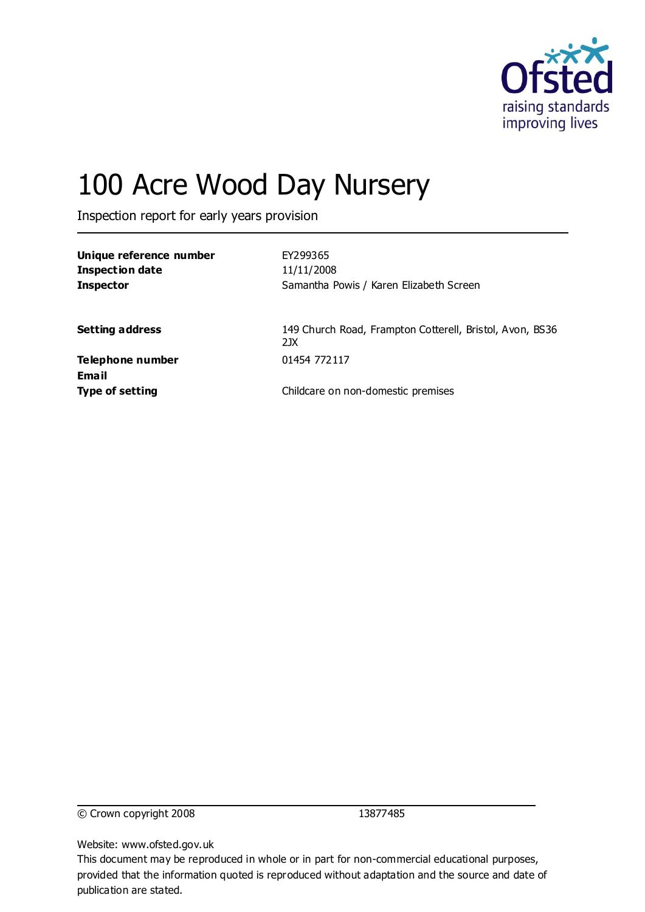# 100 Acre Wood Day Nursery

Inspection report for early years provision

| | |
|---|---|
| **Unique reference number** | EY299365 |
| **Inspection date** | 11/11/2008 |
| **Inspector** | Samantha Powis / Karen Elizabeth Screen |
| | |
| **Setting address** | 149 Church Road, Frampton Cotterell, Bristol, Avon, BS36 2JX |
| **Telephone number** | 01454 772117 |
| **Email** | |
| **Type of setting** | Childcare on non-domestic premises |

© Crown copyright 2008 13877485

Website: www.ofsted.gov.uk

This document may be reproduced in whole or in part for non-commercial educational purposes, provided that the information quoted is reproduced without adaptation and the source and date of publication are stated.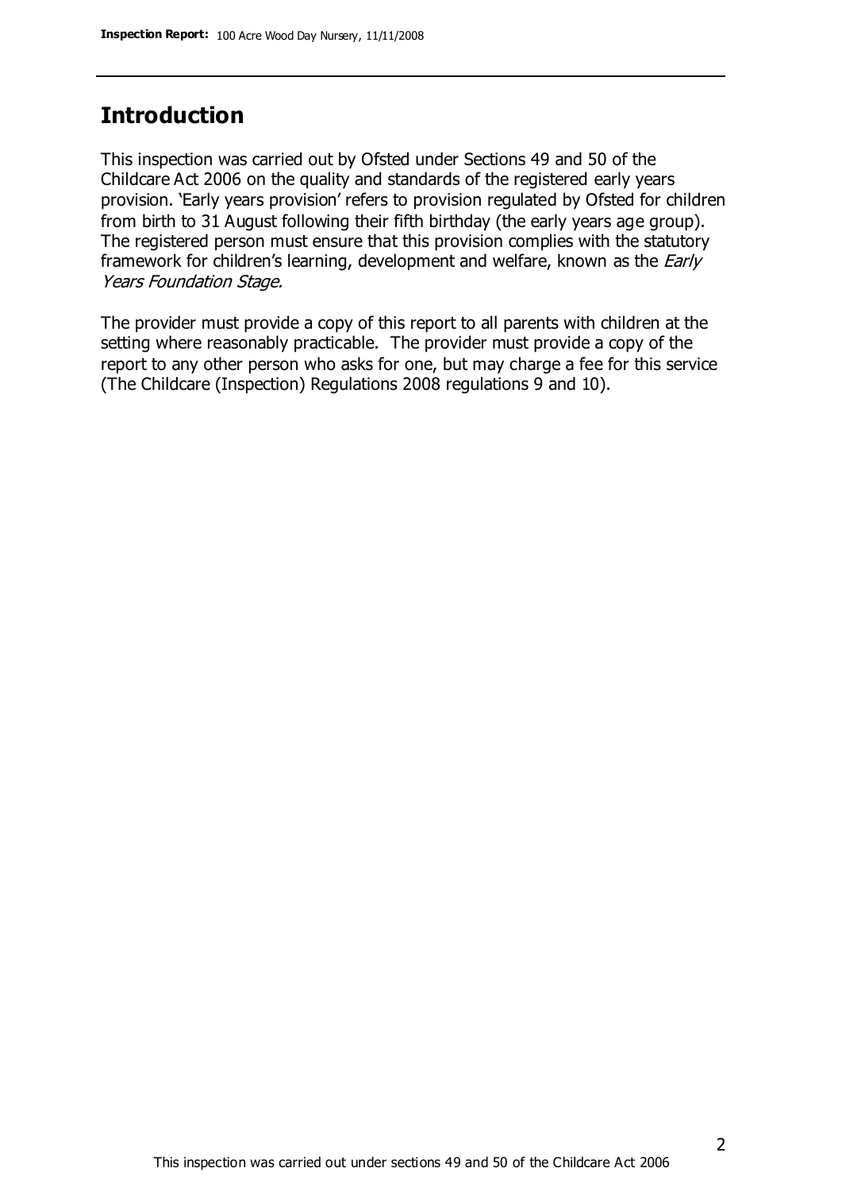## Introduction

This inspection was carried out by Ofsted under Sections 49 and 50 of the Childcare Act 2006 on the quality and standards of the registered early years provision. 'Early years provision' refers to provision regulated by Ofsted for children from birth to 31 August following their fifth birthday (the early years age group). The registered person must ensure that this provision complies with the statutory framework for children's learning, development and welfare, known as the *Early Years Foundation Stage*.

The provider must provide a copy of this report to all parents with children at the setting where reasonably practicable. The provider must provide a copy of the report to any other person who asks for one, but may charge a fee for this service (The Childcare (Inspection) Regulations 2008 regulations 9 and 10).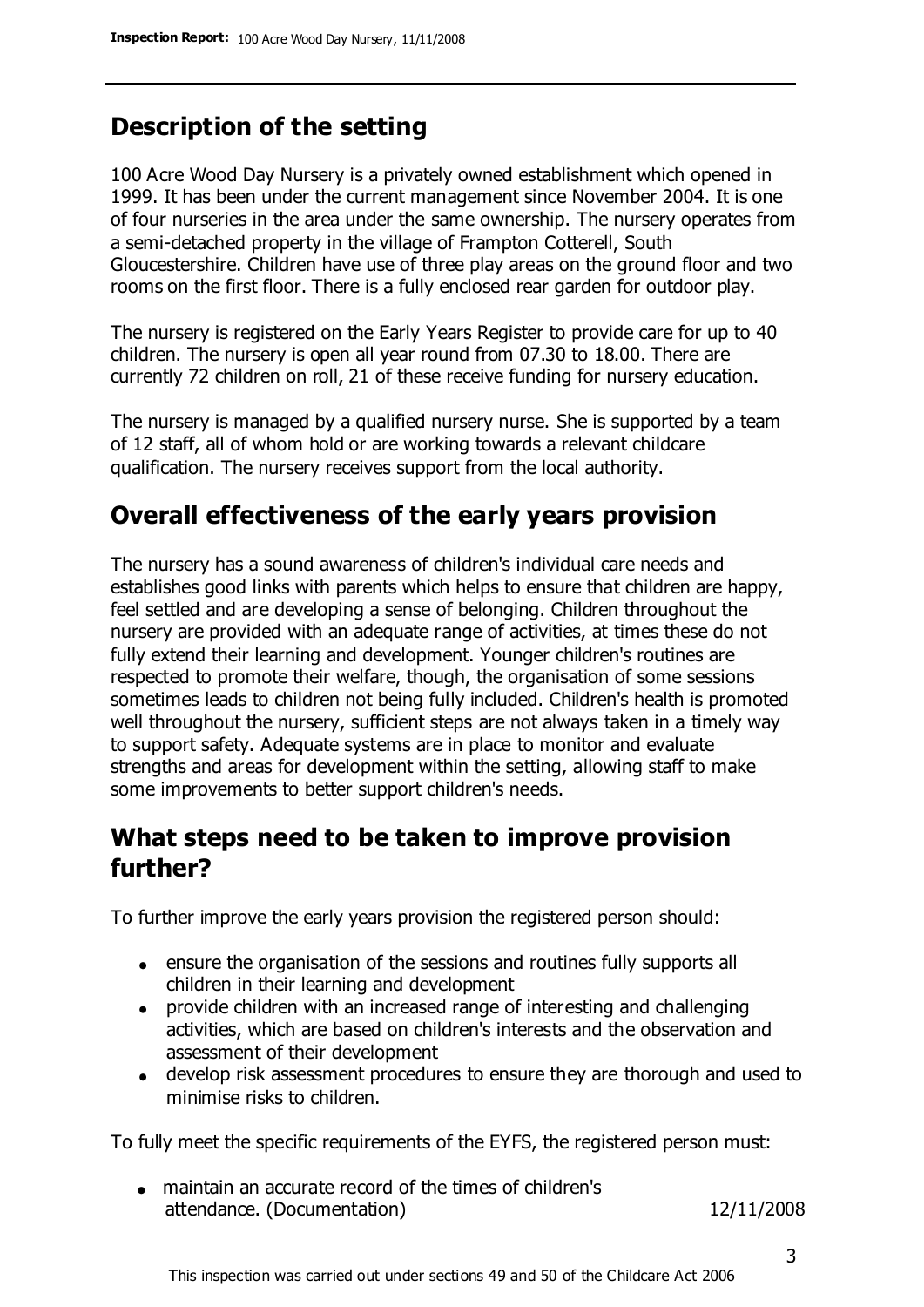## Description of the setting

100 Acre Wood Day Nursery is a privately owned establishment which opened in 1999. It has been under the current management since November 2004. It is one of four nurseries in the area under the same ownership. The nursery operates from a semi-detached property in the village of Frampton Cotterell, South Gloucestershire. Children have use of three play areas on the ground floor and two rooms on the first floor. There is a fully enclosed rear garden for outdoor play.

The nursery is registered on the Early Years Register to provide care for up to 40 children. The nursery is open all year round from 07.30 to 18.00. There are currently 72 children on roll, 21 of these receive funding for nursery education.

The nursery is managed by a qualified nursery nurse. She is supported by a team of 12 staff, all of whom hold or are working towards a relevant childcare qualification. The nursery receives support from the local authority.

## Overall effectiveness of the early years provision

The nursery has a sound awareness of children's individual care needs and establishes good links with parents which helps to ensure that children are happy, feel settled and are developing a sense of belonging. Children throughout the nursery are provided with an adequate range of activities, at times these do not fully extend their learning and development. Younger children's routines are respected to promote their welfare, though, the organisation of some sessions sometimes leads to children not being fully included. Children's health is promoted well throughout the nursery, sufficient steps are not always taken in a timely way to support safety. Adequate systems are in place to monitor and evaluate strengths and areas for development within the setting, allowing staff to make some improvements to better support children's needs.

## What steps need to be taken to improve provision further?

To further improve the early years provision the registered person should:

- ensure the organisation of the sessions and routines fully supports all children in their learning and development
- provide children with an increased range of interesting and challenging activities, which are based on children's interests and the observation and assessment of their development
- develop risk assessment procedures to ensure they are thorough and used to minimise risks to children.

To fully meet the specific requirements of the EYFS, the registered person must:

- maintain an accurate record of the times of children's attendance. (Documentation) 12/11/2008

This inspection was carried out under sections 49 and 50 of the Childcare Act 2006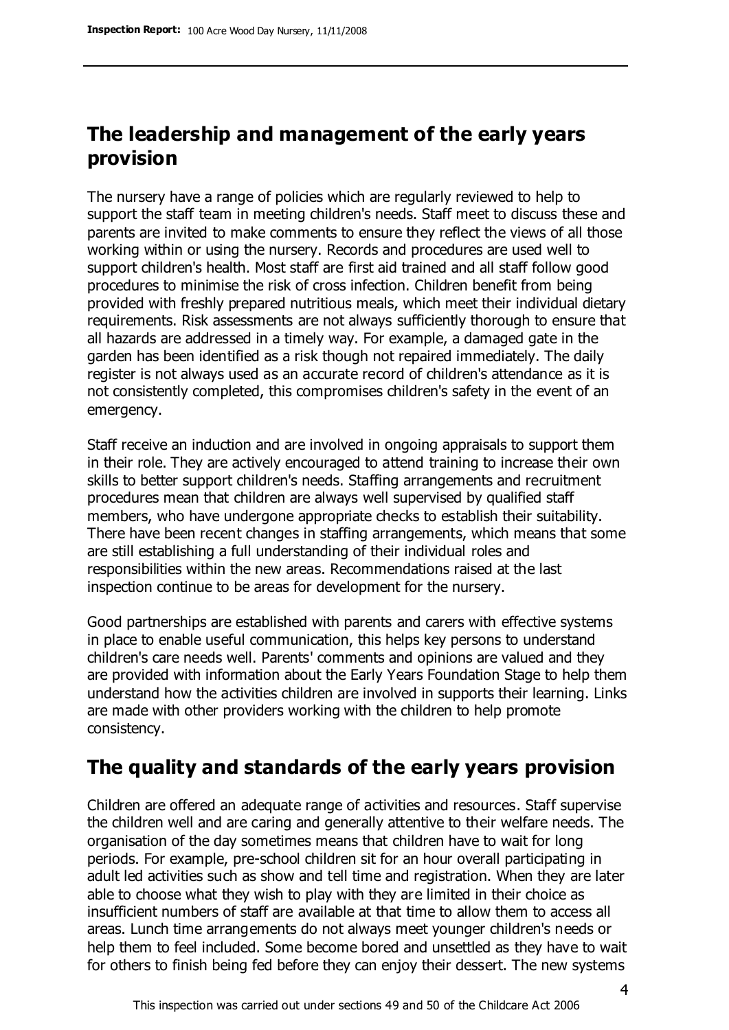## The leadership and management of the early years provision

The nursery have a range of policies which are regularly reviewed to help to support the staff team in meeting children's needs. Staff meet to discuss these and parents are invited to make comments to ensure they reflect the views of all those working within or using the nursery. Records and procedures are used well to support children's health. Most staff are first aid trained and all staff follow good procedures to minimise the risk of cross infection. Children benefit from being provided with freshly prepared nutritious meals, which meet their individual dietary requirements. Risk assessments are not always sufficiently thorough to ensure that all hazards are addressed in a timely way. For example, a damaged gate in the garden has been identified as a risk though not repaired immediately. The daily register is not always used as an accurate record of children's attendance as it is not consistently completed, this compromises children's safety in the event of an emergency.

Staff receive an induction and are involved in ongoing appraisals to support them in their role. They are actively encouraged to attend training to increase their own skills to better support children's needs. Staffing arrangements and recruitment procedures mean that children are always well supervised by qualified staff members, who have undergone appropriate checks to establish their suitability. There have been recent changes in staffing arrangements, which means that some are still establishing a full understanding of their individual roles and responsibilities within the new areas. Recommendations raised at the last inspection continue to be areas for development for the nursery.

Good partnerships are established with parents and carers with effective systems in place to enable useful communication, this helps key persons to understand children's care needs well. Parents' comments and opinions are valued and they are provided with information about the Early Years Foundation Stage to help them understand how the activities children are involved in supports their learning. Links are made with other providers working with the children to help promote consistency.

## The quality and standards of the early years provision

Children are offered an adequate range of activities and resources. Staff supervise the children well and are caring and generally attentive to their welfare needs. The organisation of the day sometimes means that children have to wait for long periods. For example, pre-school children sit for an hour overall participating in adult led activities such as show and tell time and registration. When they are later able to choose what they wish to play with they are limited in their choice as insufficient numbers of staff are available at that time to allow them to access all areas. Lunch time arrangements do not always meet younger children's needs or help them to feel included. Some become bored and unsettled as they have to wait for others to finish being fed before they can enjoy their dessert. The new systems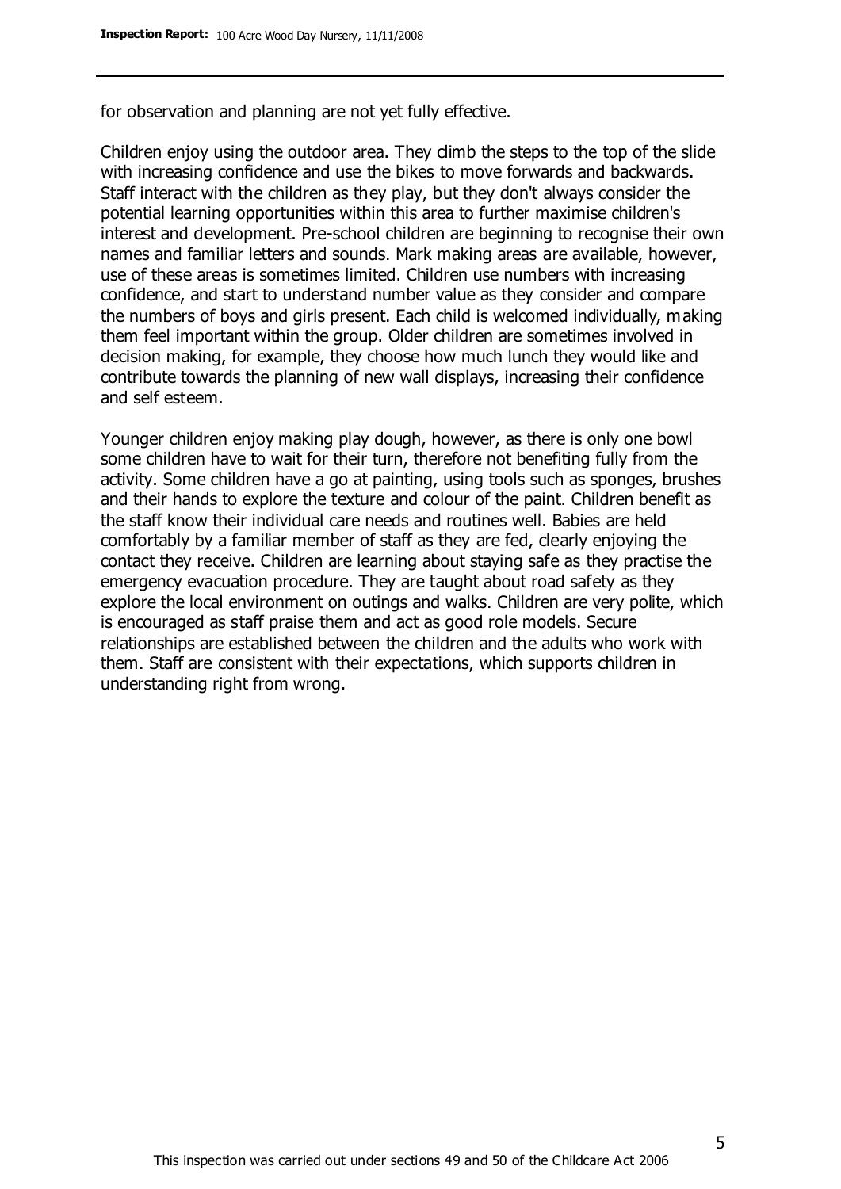for observation and planning are not yet fully effective.

Children enjoy using the outdoor area. They climb the steps to the top of the slide with increasing confidence and use the bikes to move forwards and backwards. Staff interact with the children as they play, but they don't always consider the potential learning opportunities within this area to further maximise children's interest and development. Pre-school children are beginning to recognise their own names and familiar letters and sounds. Mark making areas are available, however, use of these areas is sometimes limited. Children use numbers with increasing confidence, and start to understand number value as they consider and compare the numbers of boys and girls present. Each child is welcomed individually, making them feel important within the group. Older children are sometimes involved in decision making, for example, they choose how much lunch they would like and contribute towards the planning of new wall displays, increasing their confidence and self esteem.

Younger children enjoy making play dough, however, as there is only one bowl some children have to wait for their turn, therefore not benefiting fully from the activity. Some children have a go at painting, using tools such as sponges, brushes and their hands to explore the texture and colour of the paint. Children benefit as the staff know their individual care needs and routines well. Babies are held comfortably by a familiar member of staff as they are fed, clearly enjoying the contact they receive. Children are learning about staying safe as they practise the emergency evacuation procedure. They are taught about road safety as they explore the local environment on outings and walks. Children are very polite, which is encouraged as staff praise them and act as good role models. Secure relationships are established between the children and the adults who work with them. Staff are consistent with their expectations, which supports children in understanding right from wrong.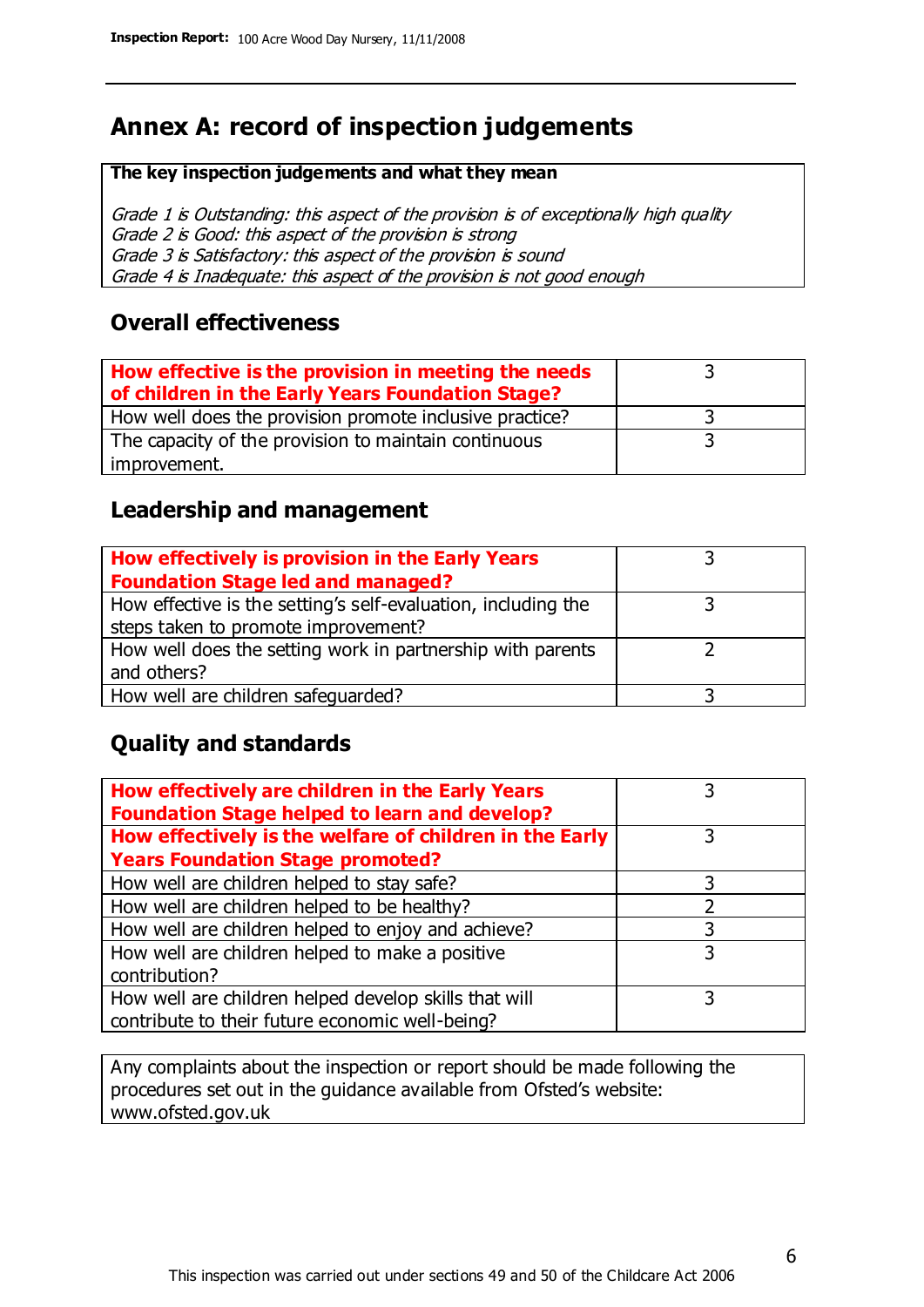# Annex A: record of inspection judgements

**The key inspection judgements and what they mean**

*Grade 1 is Outstanding: this aspect of the provision is of exceptionally high quality*
*Grade 2 is Good: this aspect of the provision is strong*
*Grade 3 is Satisfactory: this aspect of the provision is sound*
*Grade 4 is Inadequate: this aspect of the provision is not good enough*

## Overall effectiveness

| | |
|---|---|
| **How effective is the provision in meeting the needs of children in the Early Years Foundation Stage?** | 3 |
| How well does the provision promote inclusive practice? | 3 |
| The capacity of the provision to maintain continuous improvement. | 3 |

## Leadership and management

| | |
|---|---|
| **How effectively is provision in the Early Years Foundation Stage led and managed?** | 3 |
| How effective is the setting's self-evaluation, including the steps taken to promote improvement? | 3 |
| How well does the setting work in partnership with parents and others? | 2 |
| How well are children safeguarded? | 3 |

## Quality and standards

| | |
|---|---|
| **How effectively are children in the Early Years Foundation Stage helped to learn and develop?** | 3 |
| **How effectively is the welfare of children in the Early Years Foundation Stage promoted?** | 3 |
| How well are children helped to stay safe? | 3 |
| How well are children helped to be healthy? | 2 |
| How well are children helped to enjoy and achieve? | 3 |
| How well are children helped to make a positive contribution? | 3 |
| How well are children helped develop skills that will contribute to their future economic well-being? | 3 |

Any complaints about the inspection or report should be made following the procedures set out in the guidance available from Ofsted's website: www.ofsted.gov.uk

This inspection was carried out under sections 49 and 50 of the Childcare Act 2006